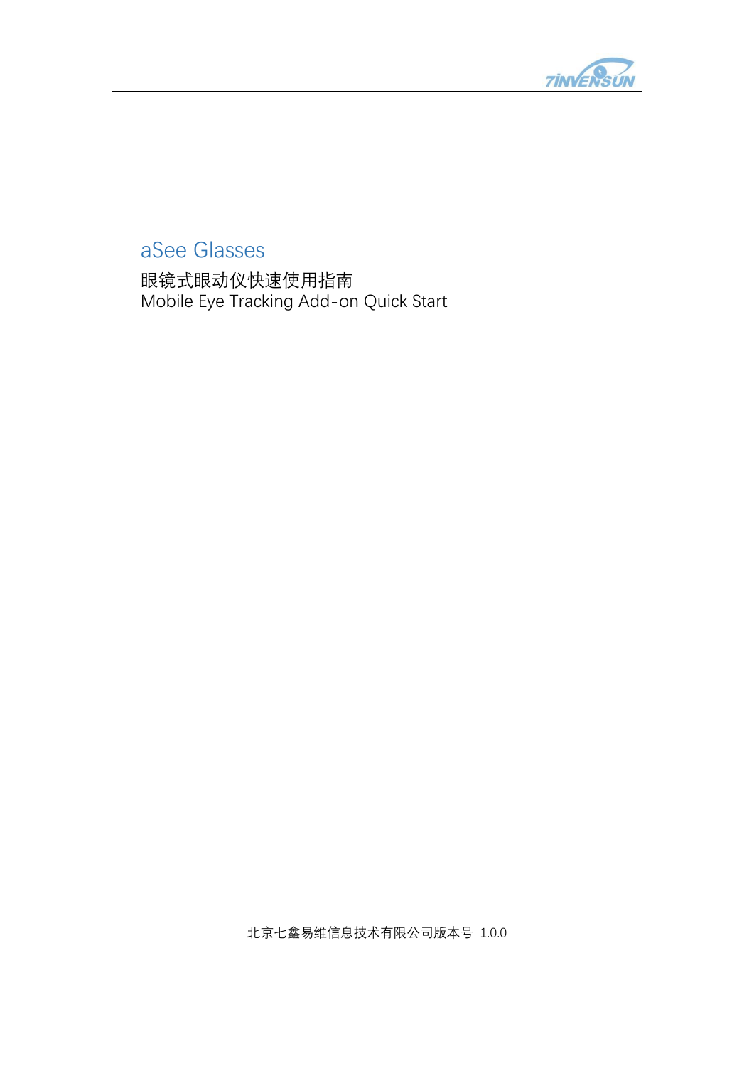# aSee Glasses

眼镜式眼动仪快速使用指南

Mobile Eye Tracking Add-on Quick Start

北京七鑫易维信息技术有限公司版本号 1.0.0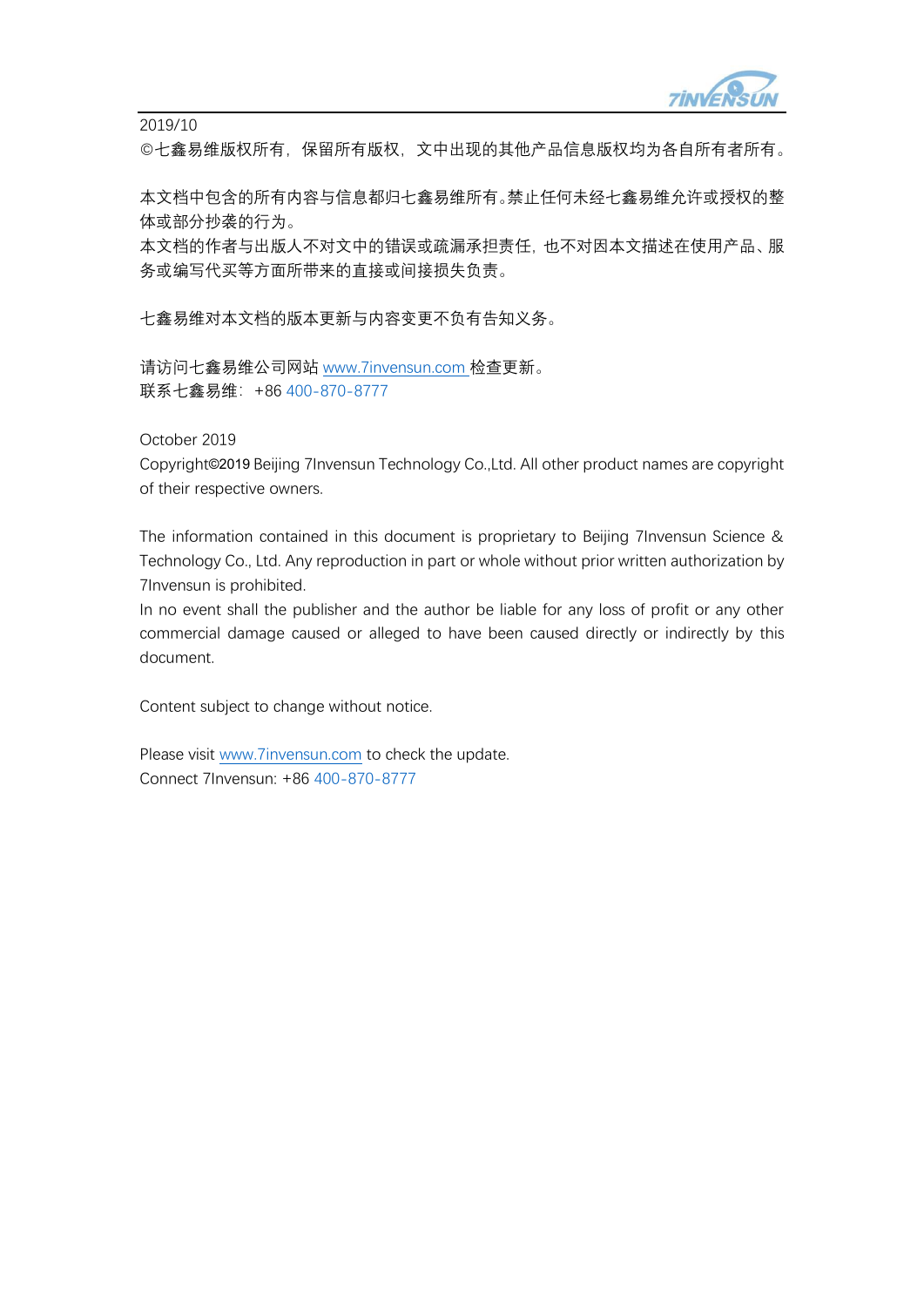2019/10

©七鑫易维版权所有，保留所有版权，文中出现的其他产品信息版权均为各自所有者所有。

本文档中包含的所有内容与信息都归七鑫易维所有。禁止任何未经七鑫易维允许或授权的整体或部分抄袭的行为。

本文档的作者与出版人不对文中的错误或疏漏承担责任，也不对因本文描述在使用产品、服务或编写代买等方面所带来的直接或间接损失负责。

七鑫易维对本文档的版本更新与内容变更不负有告知义务。

请访问七鑫易维公司网站 www.7invensun.com 检查更新。
联系七鑫易维：+86 400-870-8777

October 2019

Copyright©2019 Beijing 7Invensun Technology Co.,Ltd. All other product names are copyright of their respective owners.

The information contained in this document is proprietary to Beijing 7Invensun Science & Technology Co., Ltd. Any reproduction in part or whole without prior written authorization by 7Invensun is prohibited.

In no event shall the publisher and the author be liable for any loss of profit or any other commercial damage caused or alleged to have been caused directly or indirectly by this document.

Content subject to change without notice.

Please visit www.7invensun.com to check the update.
Connect 7Invensun: +86 400-870-8777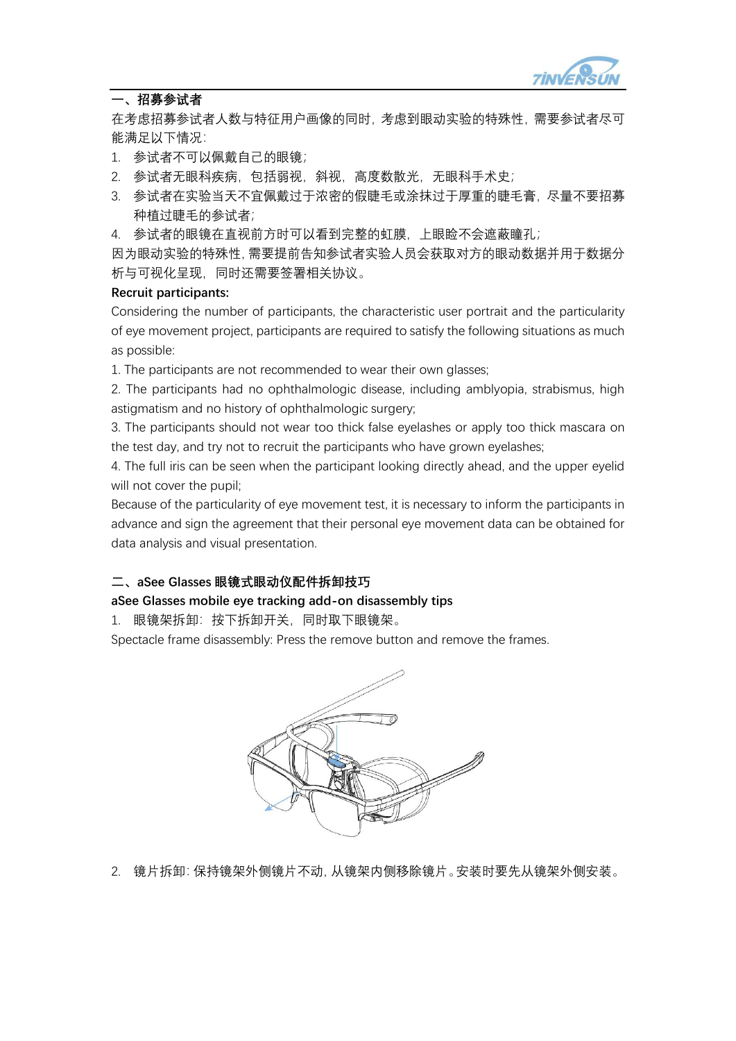## 一、招募参试者

在考虑招募参试者人数与特征用户画像的同时，考虑到眼动实验的特殊性，需要参试者尽可能满足以下情况：

1. 参试者不可以佩戴自己的眼镜；
2. 参试者无眼科疾病，包括弱视，斜视，高度数散光，无眼科手术史；
3. 参试者在实验当天不宜佩戴过于浓密的假睫毛或涂抹过于厚重的睫毛膏，尽量不要招募种植过睫毛的参试者；
4. 参试者的眼镜在直视前方时可以看到完整的虹膜，上眼睑不会遮蔽瞳孔；

因为眼动实验的特殊性，需要提前告知参试者实验人员会获取对方的眼动数据并用于数据分析与可视化呈现，同时还需要签署相关协议。

**Recruit participants:**

Considering the number of participants, the characteristic user portrait and the particularity of eye movement project, participants are required to satisfy the following situations as much as possible:

1. The participants are not recommended to wear their own glasses;
2. The participants had no ophthalmologic disease, including amblyopia, strabismus, high astigmatism and no history of ophthalmologic surgery;
3. The participants should not wear too thick false eyelashes or apply too thick mascara on the test day, and try not to recruit the participants who have grown eyelashes;
4. The full iris can be seen when the participant looking directly ahead, and the upper eyelid will not cover the pupil;

Because of the particularity of eye movement test, it is necessary to inform the participants in advance and sign the agreement that their personal eye movement data can be obtained for data analysis and visual presentation.

## 二、aSee Glasses 眼镜式眼动仪配件拆卸技巧

**aSee Glasses mobile eye tracking add-on disassembly tips**

1. 眼镜架拆卸：按下拆卸开关，同时取下眼镜架。

Spectacle frame disassembly: Press the remove button and remove the frames.

2. 镜片拆卸：保持镜架外侧镜片不动，从镜架内侧移除镜片。安装时要先从镜架外侧安装。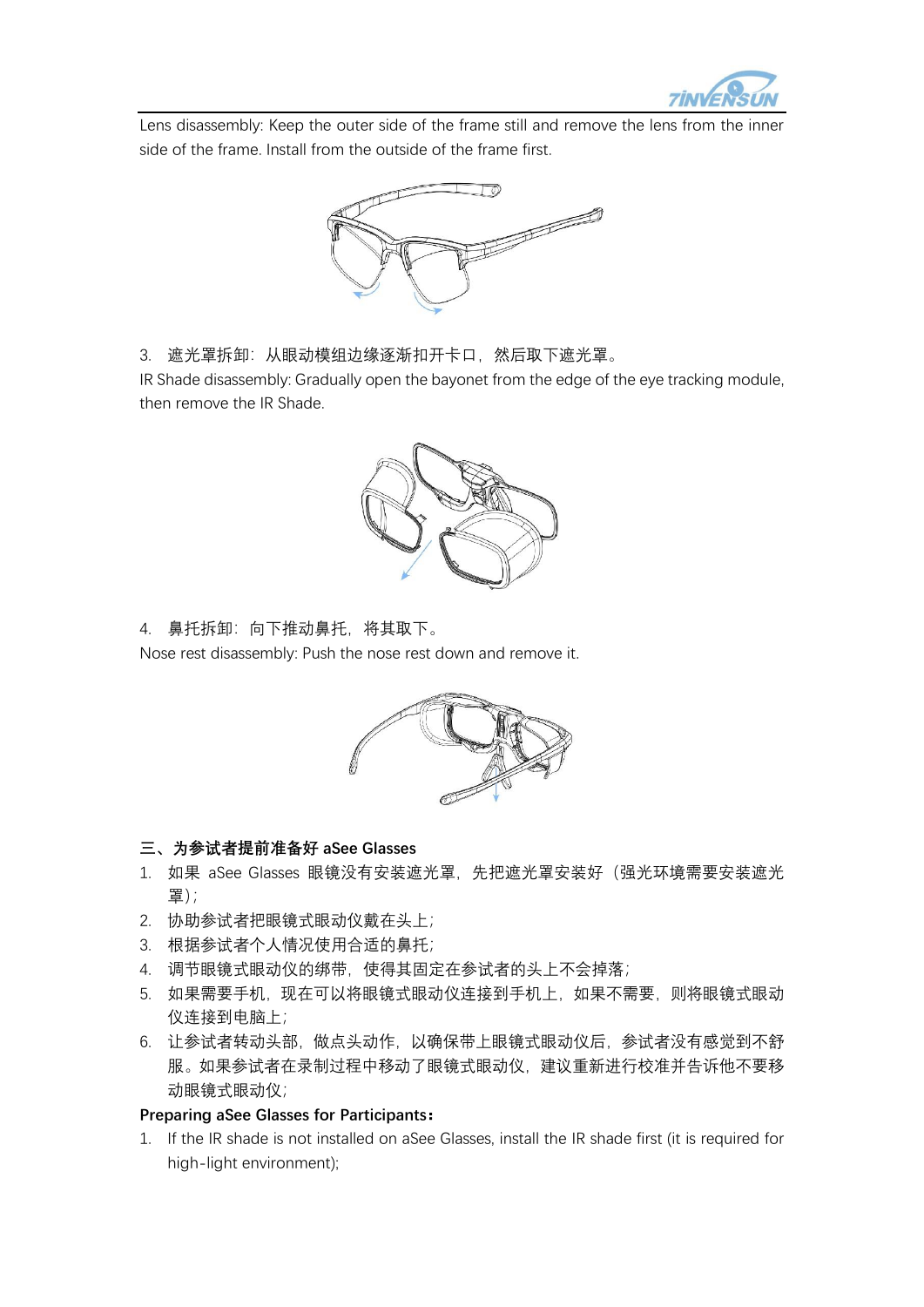Lens disassembly: Keep the outer side of the frame still and remove the lens from the inner side of the frame. Install from the outside of the frame first.

3. 遮光罩拆卸：从眼动模组边缘逐渐扣开卡口，然后取下遮光罩。

IR Shade disassembly: Gradually open the bayonet from the edge of the eye tracking module, then remove the IR Shade.

4. 鼻托拆卸：向下推动鼻托，将其取下。

Nose rest disassembly: Push the nose rest down and remove it.

### 三、为参试者提前准备好 aSee Glasses

1. 如果 aSee Glasses 眼镜没有安装遮光罩，先把遮光罩安装好（强光环境需要安装遮光罩）；
2. 协助参试者把眼镜式眼动仪戴在头上；
3. 根据参试者个人情况使用合适的鼻托；
4. 调节眼镜式眼动仪的绑带，使得其固定在参试者的头上不会掉落；
5. 如果需要手机，现在可以将眼镜式眼动仪连接到手机上，如果不需要，则将眼镜式眼动仪连接到电脑上；
6. 让参试者转动头部，做点头动作，以确保带上眼镜式眼动仪后，参试者没有感觉到不舒服。如果参试者在录制过程中移动了眼镜式眼动仪，建议重新进行校准并告诉他不要移动眼镜式眼动仪；

**Preparing aSee Glasses for Participants:**

1. If the IR shade is not installed on aSee Glasses, install the IR shade first (it is required for high-light environment);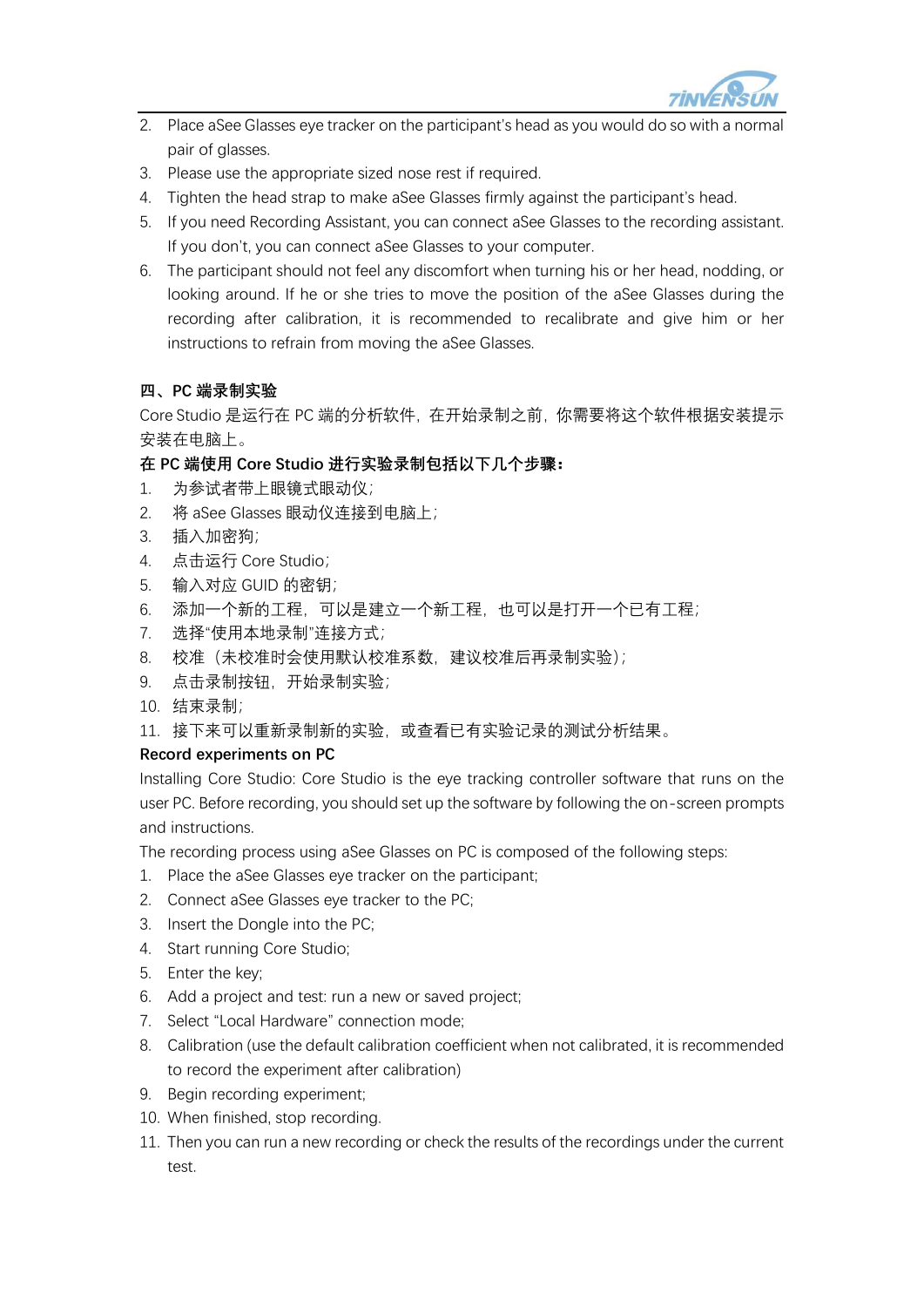2. Place aSee Glasses eye tracker on the participant's head as you would do so with a normal pair of glasses.
3. Please use the appropriate sized nose rest if required.
4. Tighten the head strap to make aSee Glasses firmly against the participant's head.
5. If you need Recording Assistant, you can connect aSee Glasses to the recording assistant. If you don't, you can connect aSee Glasses to your computer.
6. The participant should not feel any discomfort when turning his or her head, nodding, or looking around. If he or she tries to move the position of the aSee Glasses during the recording after calibration, it is recommended to recalibrate and give him or her instructions to refrain from moving the aSee Glasses.

## 四、PC 端录制实验

Core Studio 是运行在 PC 端的分析软件，在开始录制之前，你需要将这个软件根据安装提示安装在电脑上。

**在 PC 端使用 Core Studio 进行实验录制包括以下几个步骤：**

1. 为参试者带上眼镜式眼动仪；
2. 将 aSee Glasses 眼动仪连接到电脑上；
3. 插入加密狗；
4. 点击运行 Core Studio；
5. 输入对应 GUID 的密钥；
6. 添加一个新的工程，可以是建立一个新工程，也可以是打开一个已有工程；
7. 选择"使用本地录制"连接方式；
8. 校准（未校准时会使用默认校准系数，建议校准后再录制实验）；
9. 点击录制按钮，开始录制实验；
10. 结束录制；
11. 接下来可以重新录制新的实验，或查看已有实验记录的测试分析结果。

**Record experiments on PC**

Installing Core Studio: Core Studio is the eye tracking controller software that runs on the user PC. Before recording, you should set up the software by following the on-screen prompts and instructions.

The recording process using aSee Glasses on PC is composed of the following steps:

1. Place the aSee Glasses eye tracker on the participant;
2. Connect aSee Glasses eye tracker to the PC;
3. Insert the Dongle into the PC;
4. Start running Core Studio;
5. Enter the key;
6. Add a project and test: run a new or saved project;
7. Select "Local Hardware" connection mode;
8. Calibration (use the default calibration coefficient when not calibrated, it is recommended to record the experiment after calibration)
9. Begin recording experiment;
10. When finished, stop recording.
11. Then you can run a new recording or check the results of the recordings under the current test.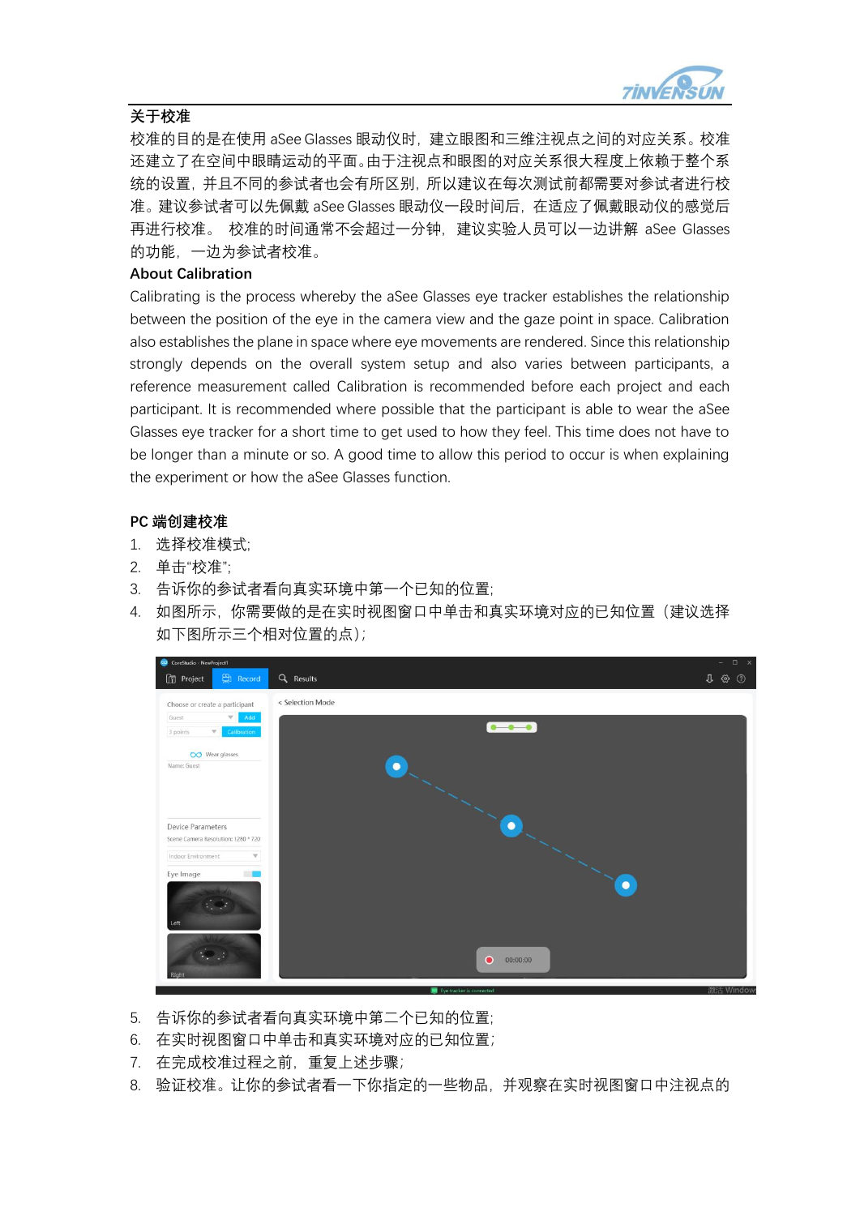## 关于校准

校准的目的是在使用 aSee Glasses 眼动仪时，建立眼图和三维注视点之间的对应关系。校准还建立了在空间中眼睛运动的平面。由于注视点和眼图的对应关系很大程度上依赖于整个系统的设置，并且不同的参试者也会有所区别，所以建议在每次测试前都需要对参试者进行校准。建议参试者可以先佩戴 aSee Glasses 眼动仪一段时间后，在适应了佩戴眼动仪的感觉后再进行校准。 校准的时间通常不会超过一分钟， 建议实验人员可以一边讲解 aSee Glasses 的功能， 一边为参试者校准。

## About Calibration

Calibrating is the process whereby the aSee Glasses eye tracker establishes the relationship between the position of the eye in the camera view and the gaze point in space. Calibration also establishes the plane in space where eye movements are rendered. Since this relationship strongly depends on the overall system setup and also varies between participants, a reference measurement called Calibration is recommended before each project and each participant. It is recommended where possible that the participant is able to wear the aSee Glasses eye tracker for a short time to get used to how they feel. This time does not have to be longer than a minute or so. A good time to allow this period to occur is when explaining the experiment or how the aSee Glasses function.

## PC 端创建校准

1. 选择校准模式;
2. 单击"校准";
3. 告诉你的参试者看向真实环境中第一个已知的位置;
4. 如图所示，你需要做的是在实时视图窗口中单击和真实环境对应的已知位置（建议选择如下图所示三个相对位置的点）;
5. 告诉你的参试者看向真实环境中第二个已知的位置;
6. 在实时视图窗口中单击和真实环境对应的已知位置;
7. 在完成校准过程之前，重复上述步骤;
8. 验证校准。让你的参试者看一下你指定的一些物品，并观察在实时视图窗口中注视点的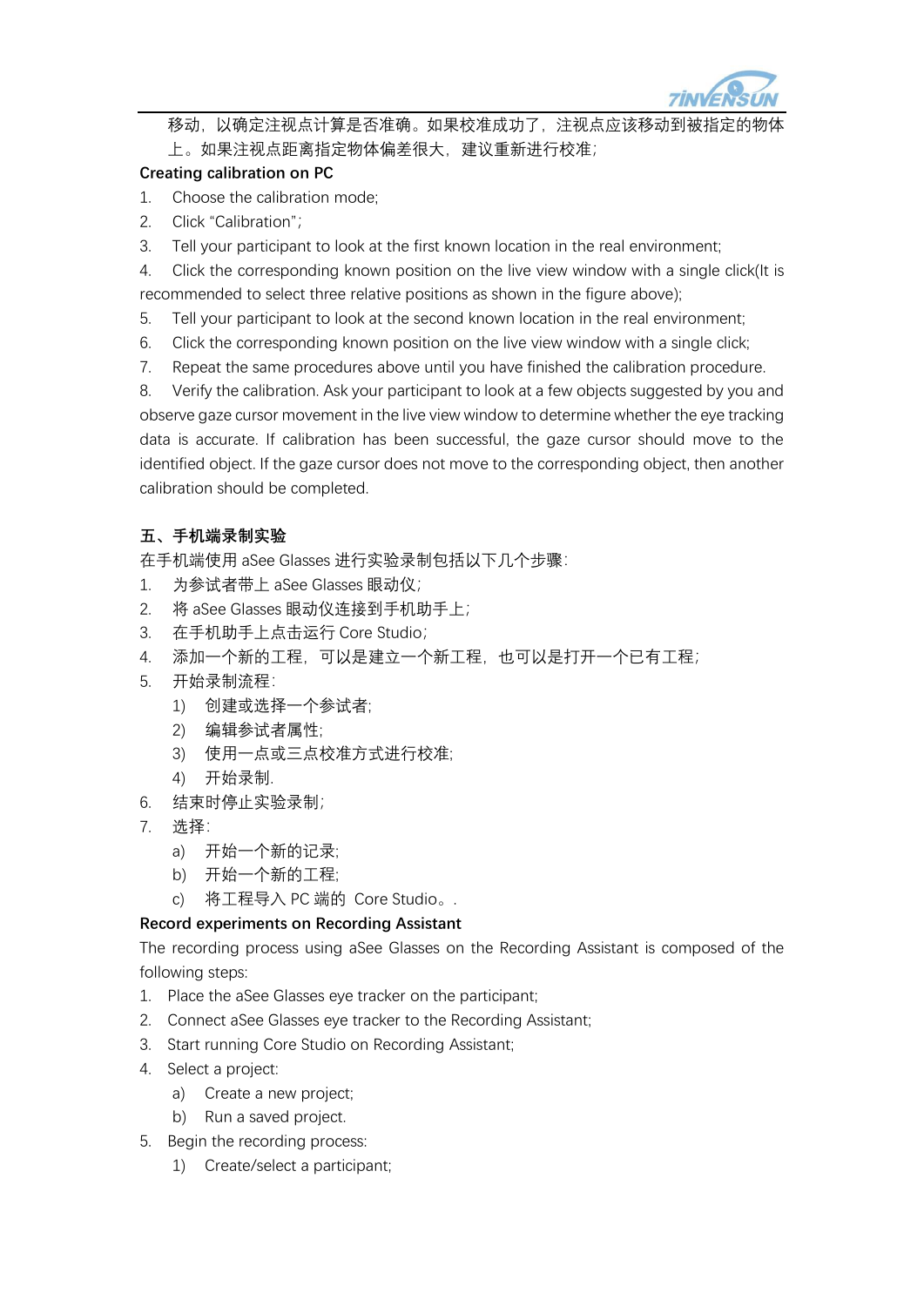移动，以确定注视点计算是否准确。如果校准成功了，注视点应该移动到被指定的物体上。如果注视点距离指定物体偏差很大，建议重新进行校准；

**Creating calibration on PC**

1. Choose the calibration mode;
2. Click "Calibration";
3. Tell your participant to look at the first known location in the real environment;
4. Click the corresponding known position on the live view window with a single click(It is recommended to select three relative positions as shown in the figure above);
5. Tell your participant to look at the second known location in the real environment;
6. Click the corresponding known position on the live view window with a single click;
7. Repeat the same procedures above until you have finished the calibration procedure.
8. Verify the calibration. Ask your participant to look at a few objects suggested by you and observe gaze cursor movement in the live view window to determine whether the eye tracking data is accurate. If calibration has been successful, the gaze cursor should move to the identified object. If the gaze cursor does not move to the corresponding object, then another calibration should be completed.

**五、手机端录制实验**

在手机端使用 aSee Glasses 进行实验录制包括以下几个步骤：

1. 为参试者带上 aSee Glasses 眼动仪；
2. 将 aSee Glasses 眼动仪连接到手机助手上；
3. 在手机助手上点击运行 Core Studio；
4. 添加一个新的工程，可以是建立一个新工程，也可以是打开一个已有工程；
5. 开始录制流程：
   1) 创建或选择一个参试者；
   2) 编辑参试者属性；
   3) 使用一点或三点校准方式进行校准；
   4) 开始录制.
6. 结束时停止实验录制；
7. 选择：
   a) 开始一个新的记录；
   b) 开始一个新的工程；
   c) 将工程导入 PC 端的 Core Studio。.

**Record experiments on Recording Assistant**

The recording process using aSee Glasses on the Recording Assistant is composed of the following steps:

1. Place the aSee Glasses eye tracker on the participant;
2. Connect aSee Glasses eye tracker to the Recording Assistant;
3. Start running Core Studio on Recording Assistant;
4. Select a project:
   a) Create a new project;
   b) Run a saved project.
5. Begin the recording process:
   1) Create/select a participant;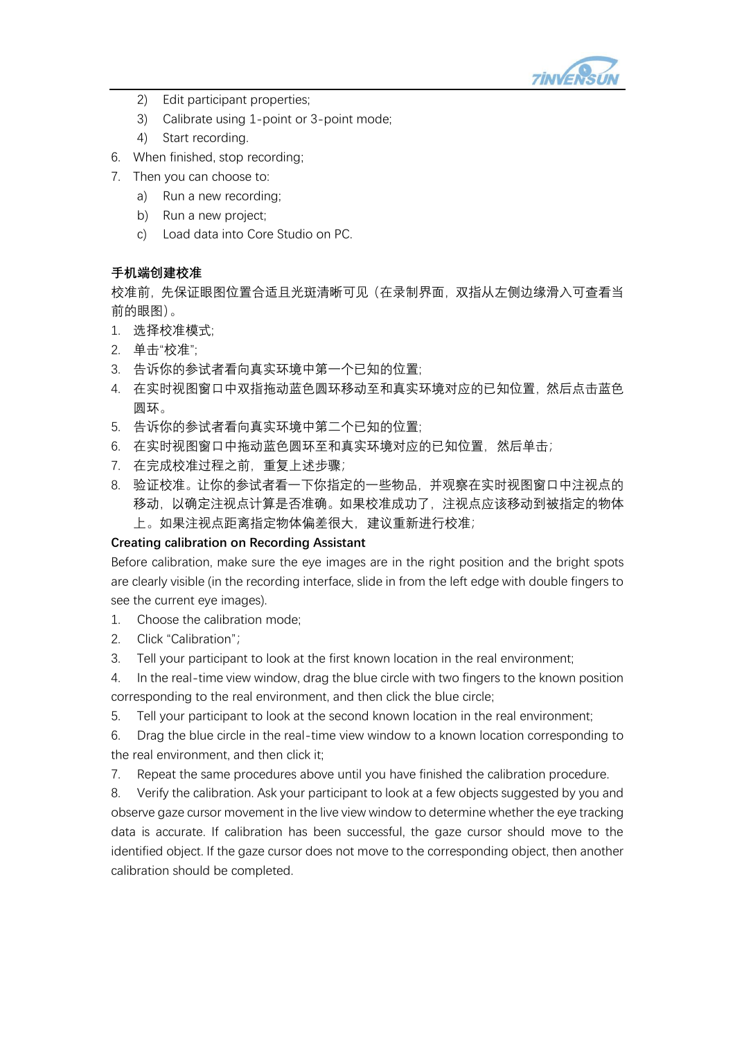2) Edit participant properties;
   3) Calibrate using 1-point or 3-point mode;
   4) Start recording.
6. When finished, stop recording;
7. Then you can choose to:
   a) Run a new recording;
   b) Run a new project;
   c) Load data into Core Studio on PC.

**手机端创建校准**

校准前，先保证眼图位置合适且光斑清晰可见（在录制界面，双指从左侧边缘滑入可查看当前的眼图）。

1. 选择校准模式;
2. 单击“校准”;
3. 告诉你的参试者看向真实环境中第一个已知的位置;
4. 在实时视图窗口中双指拖动蓝色圆环移动至和真实环境对应的已知位置，然后点击蓝色圆环。
5. 告诉你的参试者看向真实环境中第二个已知的位置;
6. 在实时视图窗口中拖动蓝色圆环至和真实环境对应的已知位置，然后单击；
7. 在完成校准过程之前，重复上述步骤；
8. 验证校准。让你的参试者看一下你指定的一些物品，并观察在实时视图窗口中注视点的移动，以确定注视点计算是否准确。如果校准成功了，注视点应该移动到被指定的物体上。如果注视点距离指定物体偏差很大，建议重新进行校准；

**Creating calibration on Recording Assistant**

Before calibration, make sure the eye images are in the right position and the bright spots are clearly visible (in the recording interface, slide in from the left edge with double fingers to see the current eye images).

1. Choose the calibration mode;
2. Click “Calibration”;
3. Tell your participant to look at the first known location in the real environment;
4. In the real-time view window, drag the blue circle with two fingers to the known position corresponding to the real environment, and then click the blue circle;
5. Tell your participant to look at the second known location in the real environment;
6. Drag the blue circle in the real-time view window to a known location corresponding to the real environment, and then click it;
7. Repeat the same procedures above until you have finished the calibration procedure.
8. Verify the calibration. Ask your participant to look at a few objects suggested by you and observe gaze cursor movement in the live view window to determine whether the eye tracking data is accurate. If calibration has been successful, the gaze cursor should move to the identified object. If the gaze cursor does not move to the corresponding object, then another calibration should be completed.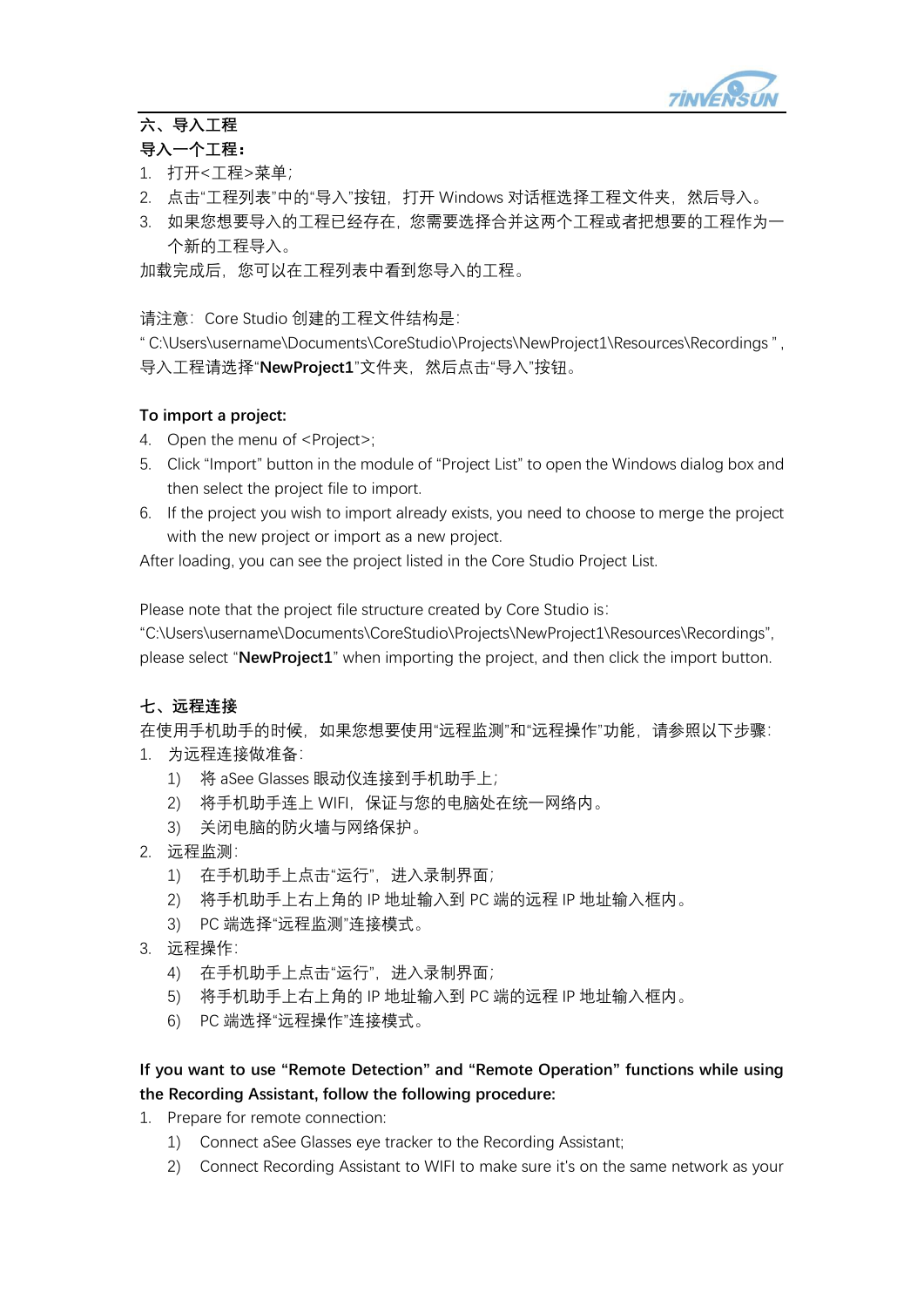**六、导入工程**

**导入一个工程：**

1. 打开<工程>菜单；
2. 点击"工程列表"中的"导入"按钮，打开 Windows 对话框选择工程文件夹，然后导入。
3. 如果您想要导入的工程已经存在，您需要选择合并这两个工程或者把想要的工程作为一个新的工程导入。

加载完成后，您可以在工程列表中看到您导入的工程。

请注意：Core Studio 创建的工程文件结构是：" C:\Users\username\Documents\CoreStudio\Projects\NewProject1\Resources\Recordings "，导入工程请选择"**NewProject1**"文件夹，然后点击"导入"按钮。

**To import a project:**

4. Open the menu of <Project>;
5. Click "Import" button in the module of "Project List" to open the Windows dialog box and then select the project file to import.
6. If the project you wish to import already exists, you need to choose to merge the project with the new project or import as a new project.

After loading, you can see the project listed in the Core Studio Project List.

Please note that the project file structure created by Core Studio is: "C:\Users\username\Documents\CoreStudio\Projects\NewProject1\Resources\Recordings", please select "**NewProject1**" when importing the project, and then click the import button.

**七、远程连接**

在使用手机助手的时候，如果您想要使用"远程监测"和"远程操作"功能，请参照以下步骤：

1. 为远程连接做准备：
   1) 将 aSee Glasses 眼动仪连接到手机助手上；
   2) 将手机助手连上 WIFI，保证与您的电脑处在统一网络内。
   3) 关闭电脑的防火墙与网络保护。
2. 远程监测：
   1) 在手机助手上点击"运行"，进入录制界面；
   2) 将手机助手上右上角的 IP 地址输入到 PC 端的远程 IP 地址输入框内。
   3) PC 端选择"远程监测"连接模式。
3. 远程操作：
   4) 在手机助手上点击"运行"，进入录制界面；
   5) 将手机助手上右上角的 IP 地址输入到 PC 端的远程 IP 地址输入框内。
   6) PC 端选择"远程操作"连接模式。

**If you want to use "Remote Detection" and "Remote Operation" functions while using the Recording Assistant, follow the following procedure:**

1. Prepare for remote connection:
   1) Connect aSee Glasses eye tracker to the Recording Assistant;
   2) Connect Recording Assistant to WIFI to make sure it's on the same network as your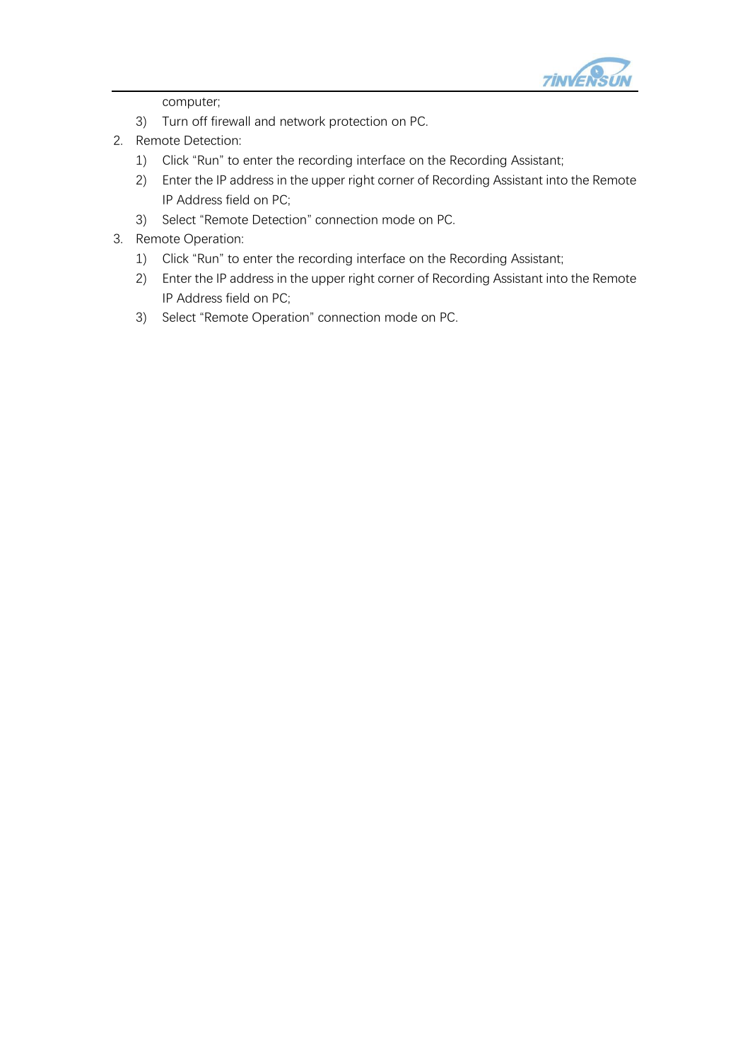computer;

3) Turn off firewall and network protection on PC.

2. Remote Detection:
   1) Click “Run” to enter the recording interface on the Recording Assistant;
   2) Enter the IP address in the upper right corner of Recording Assistant into the Remote IP Address field on PC;
   3) Select “Remote Detection” connection mode on PC.
3. Remote Operation:
   1) Click “Run” to enter the recording interface on the Recording Assistant;
   2) Enter the IP address in the upper right corner of Recording Assistant into the Remote IP Address field on PC;
   3) Select “Remote Operation” connection mode on PC.